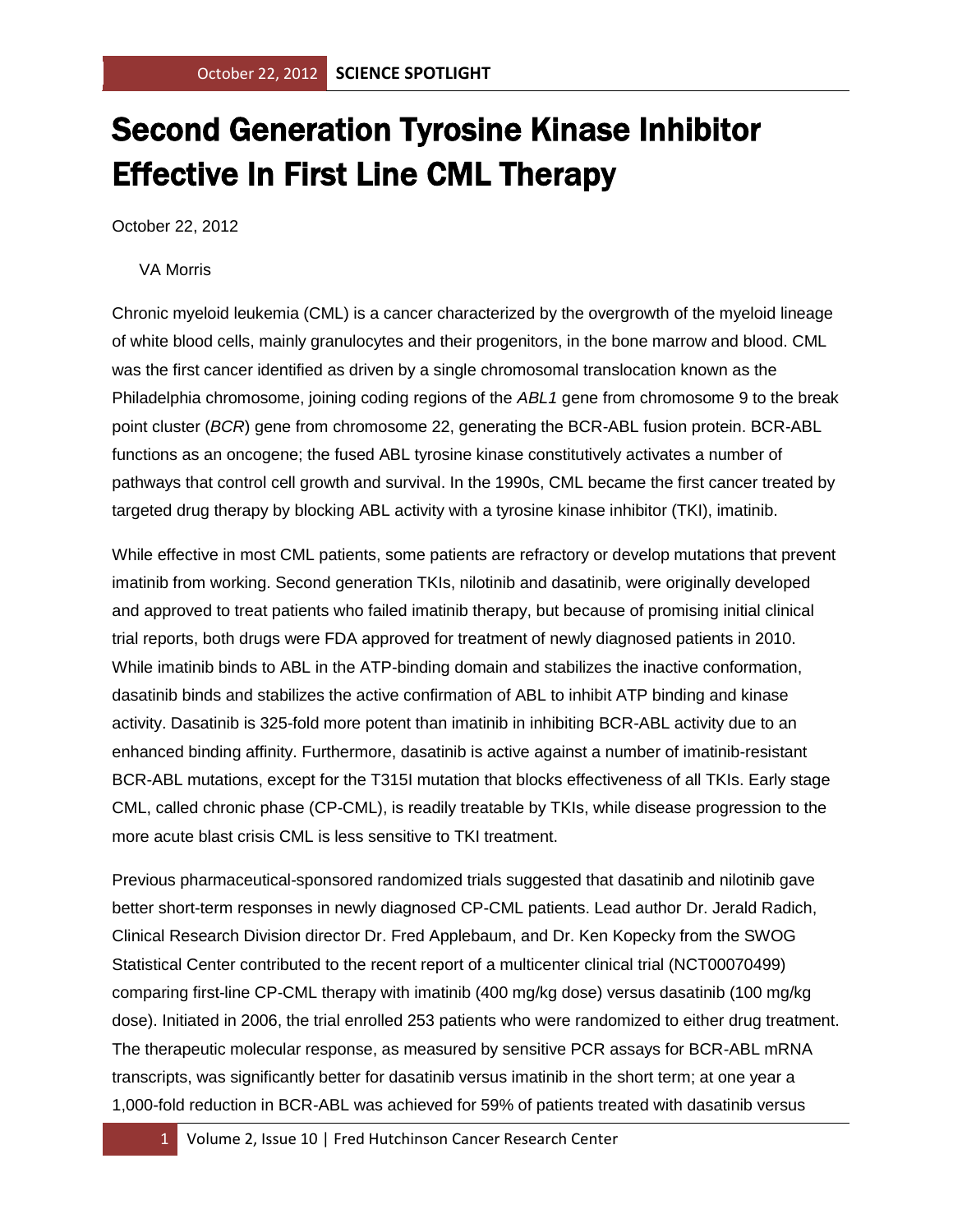# Second Generation Tyrosine Kinase Inhibitor Effective In First Line CML Therapy

October 22, 2012

VA Morris

Chronic myeloid leukemia (CML) is a cancer characterized by the overgrowth of the myeloid lineage of white blood cells, mainly granulocytes and their progenitors, in the bone marrow and blood. CML was the first cancer identified as driven by a single chromosomal translocation known as the Philadelphia chromosome, joining coding regions of the *ABL1* gene from chromosome 9 to the break point cluster (*BCR*) gene from chromosome 22, generating the BCR-ABL fusion protein. BCR-ABL functions as an oncogene; the fused ABL tyrosine kinase constitutively activates a number of pathways that control cell growth and survival. In the 1990s, CML became the first cancer treated by targeted drug therapy by blocking ABL activity with a tyrosine kinase inhibitor (TKI), imatinib.

While effective in most CML patients, some patients are refractory or develop mutations that prevent imatinib from working. Second generation TKIs, nilotinib and dasatinib, were originally developed and approved to treat patients who failed imatinib therapy, but because of promising initial clinical trial reports, both drugs were FDA approved for treatment of newly diagnosed patients in 2010. While imatinib binds to ABL in the ATP-binding domain and stabilizes the inactive conformation, dasatinib binds and stabilizes the active confirmation of ABL to inhibit ATP binding and kinase activity. Dasatinib is 325-fold more potent than imatinib in inhibiting BCR-ABL activity due to an enhanced binding affinity. Furthermore, dasatinib is active against a number of imatinib-resistant BCR-ABL mutations, except for the T315I mutation that blocks effectiveness of all TKIs. Early stage CML, called chronic phase (CP-CML), is readily treatable by TKIs, while disease progression to the more acute blast crisis CML is less sensitive to TKI treatment.

Previous pharmaceutical-sponsored randomized trials suggested that dasatinib and nilotinib gave better short-term responses in newly diagnosed CP-CML patients. Lead author Dr. Jerald Radich, Clinical Research Division director Dr. Fred Applebaum, and Dr. Ken Kopecky from the SWOG Statistical Center contributed to the recent report of a multicenter clinical trial (NCT00070499) comparing first-line CP-CML therapy with imatinib (400 mg/kg dose) versus dasatinib (100 mg/kg dose). Initiated in 2006, the trial enrolled 253 patients who were randomized to either drug treatment. The therapeutic molecular response, as measured by sensitive PCR assays for BCR-ABL mRNA transcripts, was significantly better for dasatinib versus imatinib in the short term; at one year a 1,000-fold reduction in BCR-ABL was achieved for 59% of patients treated with dasatinib versus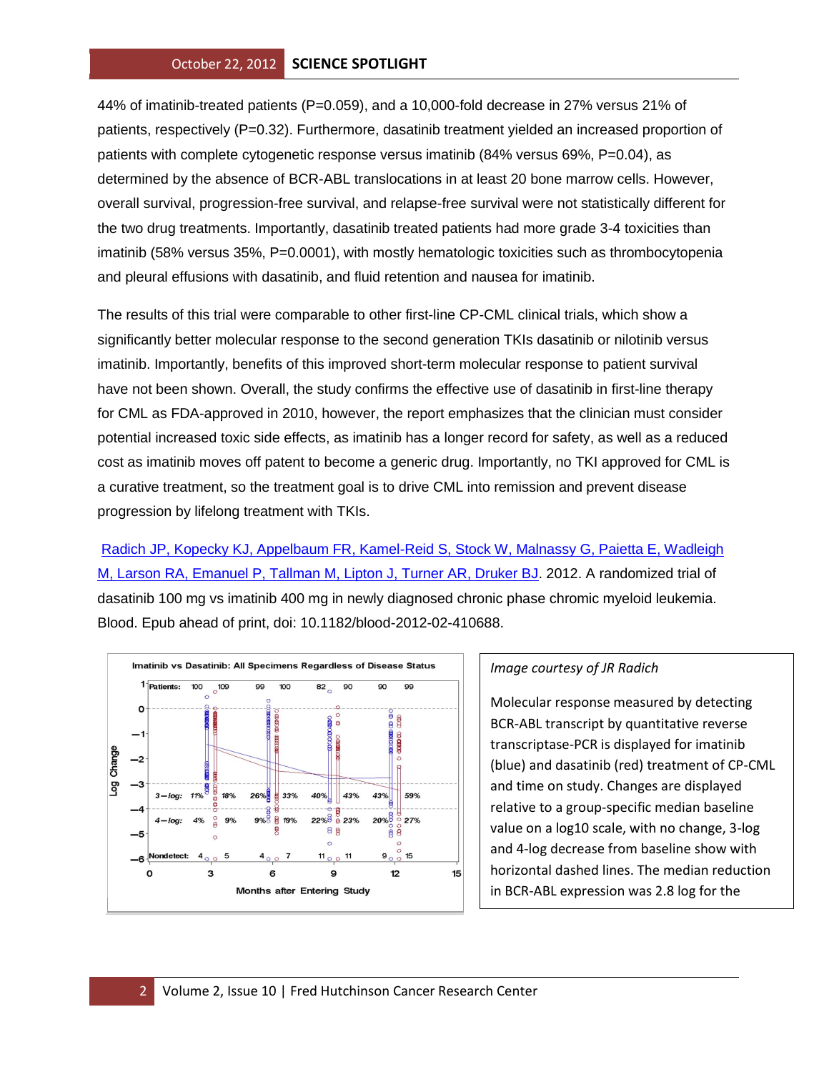44% of imatinib-treated patients (P=0.059), and a 10,000-fold decrease in 27% versus 21% of patients, respectively (P=0.32). Furthermore, dasatinib treatment yielded an increased proportion of patients with complete cytogenetic response versus imatinib (84% versus 69%, P=0.04), as determined by the absence of BCR-ABL translocations in at least 20 bone marrow cells. However, overall survival, progression-free survival, and relapse-free survival were not statistically different for the two drug treatments. Importantly, dasatinib treated patients had more grade 3-4 toxicities than imatinib (58% versus 35%, P=0.0001), with mostly hematologic toxicities such as thrombocytopenia and pleural effusions with dasatinib, and fluid retention and nausea for imatinib.

The results of this trial were comparable to other first-line CP-CML clinical trials, which show a significantly better molecular response to the second generation TKIs dasatinib or nilotinib versus imatinib. Importantly, benefits of this improved short-term molecular response to patient survival have not been shown. Overall, the study confirms the effective use of dasatinib in first-line therapy for CML as FDA-approved in 2010, however, the report emphasizes that the clinician must consider potential increased toxic side effects, as imatinib has a longer record for safety, as well as a reduced cost as imatinib moves off patent to become a generic drug. Importantly, no TKI approved for CML is a curative treatment, so the treatment goal is to drive CML into remission and prevent disease progression by lifelong treatment with TKIs.

Radich JP, Kopecky KJ, Appelbaum FR, Kamel-Reid S, Stock W, Malnassy G, Paietta E, Wadleigh M, Larson RA, Emanuel P, Tallman M, Lipton J, Turner AR, Druker BJ. 2012. A randomized trial of dasatinib 100 mg vs imatinib 400 mg in newly diagnosed chronic phase chromic myeloid leukemia. Blood. Epub ahead of print, doi: 10.1182/blood-2012-02-410688.

Imatinib vs Dasatinib: All Specimens Regardless of Disease Status

Patients: 100 109 99 100 82 90 90 99

3−log: 11% 18% 26% 33% 40% 43% 43% 59%

4−log: 4% 9% 9% 19% 22% 23% 20% 27%

Nondetect: 4 5 4 7 11 11 9 15

Log Change

1 0 −1 −2 −3 −4 −5 −6

0 3 6 9 12 15

Months after Entering Study

*Image courtesy of JR Radich*

Molecular response measured by detecting BCR-ABL transcript by quantitative reverse transcriptase-PCR is displayed for imatinib (blue) and dasatinib (red) treatment of CP-CML and time on study. Changes are displayed relative to a group-specific median baseline value on a log10 scale, with no change, 3-log and 4-log decrease from baseline show with horizontal dashed lines. The median reduction in BCR-ABL expression was 2.8 log for the